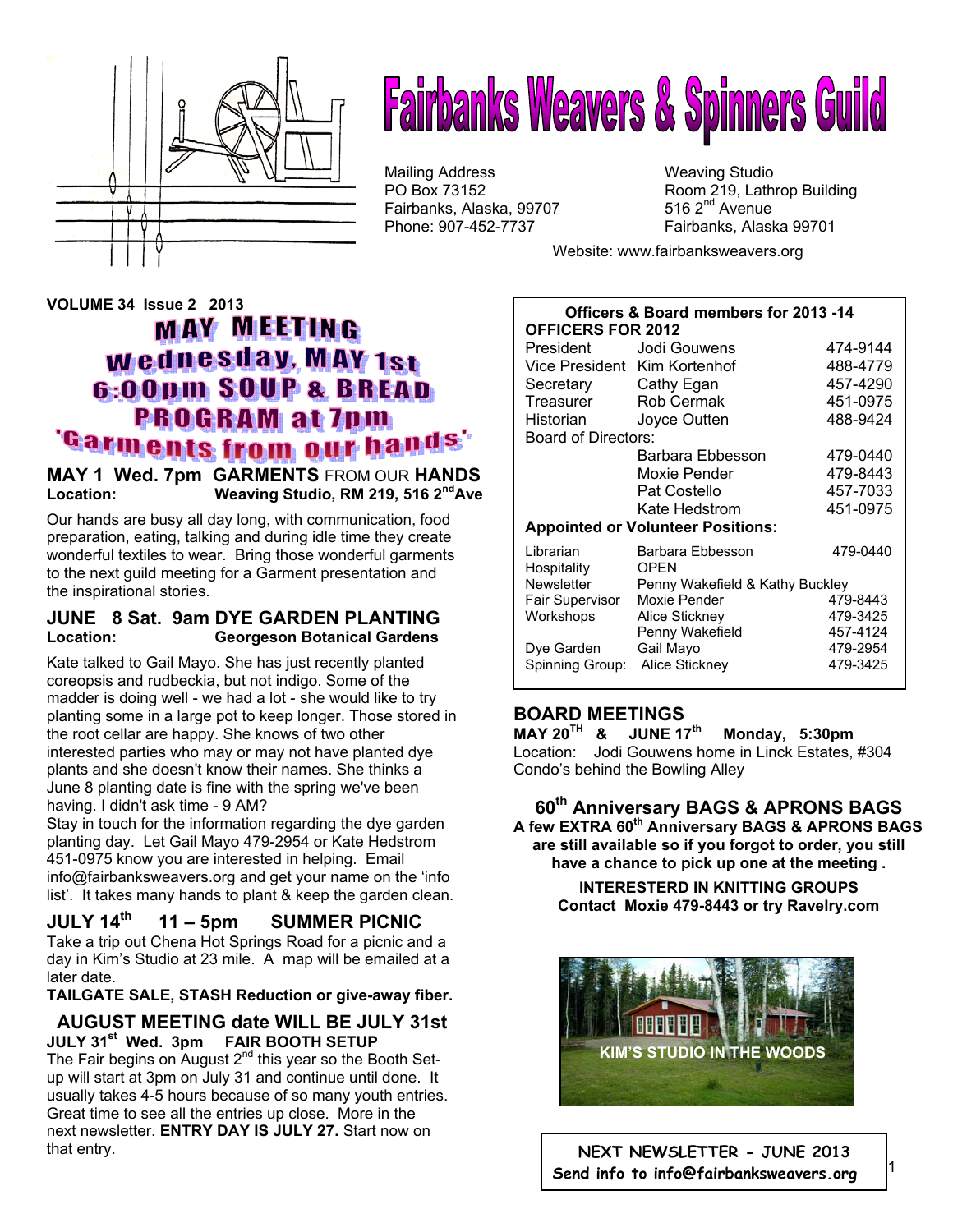# Fairbanks Weavers & Spinners Guild

Mailing Address
PO Box 73152
Fairbanks, Alaska, 99707
Phone: 907-452-7737

Weaving Studio
Room 219, Lathrop Building
516 2nd Avenue
Fairbanks, Alaska 99701

Website: www.fairbanksweavers.org

**VOLUME 34 Issue 2 2013**

## MAY MEETING
## Wednesday, MAY 1st
## 6:00pm SOUP & BREAD
## PROGRAM at 7pm
## 'Garments from our hands'

### MAY 1 Wed. 7pm GARMENTS FROM OUR HANDS
**Location: Weaving Studio, RM 219, 516 2nd Ave**

Our hands are busy all day long, with communication, food preparation, eating, talking and during idle time they create wonderful textiles to wear. Bring those wonderful garments to the next guild meeting for a Garment presentation and the inspirational stories.

### JUNE 8 Sat. 9am DYE GARDEN PLANTING
**Location: Georgeson Botanical Gardens**

Kate talked to Gail Mayo. She has just recently planted coreopsis and rudbeckia, but not indigo. Some of the madder is doing well - we had a lot - she would like to try planting some in a large pot to keep longer. Those stored in the root cellar are happy. She knows of two other interested parties who may or may not have planted dye plants and she doesn't know their names. She thinks a June 8 planting date is fine with the spring we've been having. I didn't ask time - 9 AM?

Stay in touch for the information regarding the dye garden planting day. Let Gail Mayo 479-2954 or Kate Hedstrom 451-0975 know you are interested in helping. Email info@fairbanksweavers.org and get your name on the 'info list'. It takes many hands to plant & keep the garden clean.

### JULY 14th 11 – 5pm SUMMER PICNIC

Take a trip out Chena Hot Springs Road for a picnic and a day in Kim's Studio at 23 mile. A map will be emailed at a later date.

**TAILGATE SALE, STASH Reduction or give-away fiber.**

### AUGUST MEETING date WILL BE JULY 31st
**JULY 31st Wed. 3pm FAIR BOOTH SETUP**

The Fair begins on August 2nd this year so the Booth Set-up will start at 3pm on July 31 and continue until done. It usually takes 4-5 hours because of so many youth entries. Great time to see all the entries up close. More in the next newsletter. **ENTRY DAY IS JULY 27.** Start now on that entry.

**Officers & Board members for 2013 -14**

| OFFICERS FOR 2012 | | |
|---|---|---|
| President | Jodi Gouwens | 474-9144 |
| Vice President | Kim Kortenhof | 488-4779 |
| Secretary | Cathy Egan | 457-4290 |
| Treasurer | Rob Cermak | 451-0975 |
| Historian | Joyce Outten | 488-9424 |
| Board of Directors: | | |
| | Barbara Ebbesson | 479-0440 |
| | Moxie Pender | 479-8443 |
| | Pat Costello | 457-7033 |
| | Kate Hedstrom | 451-0975 |
| **Appointed or Volunteer Positions:** | | |
| Librarian | Barbara Ebbesson | 479-0440 |
| Hospitality | OPEN | |
| Newsletter | Penny Wakefield & Kathy Buckley | |
| Fair Supervisor | Moxie Pender | 479-8443 |
| Workshops | Alice Stickney | 479-3425 |
| | Penny Wakefield | 457-4124 |
| Dye Garden | Gail Mayo | 479-2954 |
| Spinning Group: | Alice Stickney | 479-3425 |

### BOARD MEETINGS
**MAY 20TH & JUNE 17th Monday, 5:30pm**
Location: Jodi Gouwens home in Linck Estates, #304 Condo's behind the Bowling Alley

### 60th Anniversary BAGS & APRONS BAGS
**A few EXTRA 60th Anniversary BAGS & APRONS BAGS are still available so if you forgot to order, you still have a chance to pick up one at the meeting .**

**INTERESTERD IN KNITTING GROUPS**
**Contact Moxie 479-8443 or try Ravelry.com**

KIM'S STUDIO IN THE WOODS

**NEXT NEWSLETTER - JUNE 2013**
**Send info to info@fairbanksweavers.org**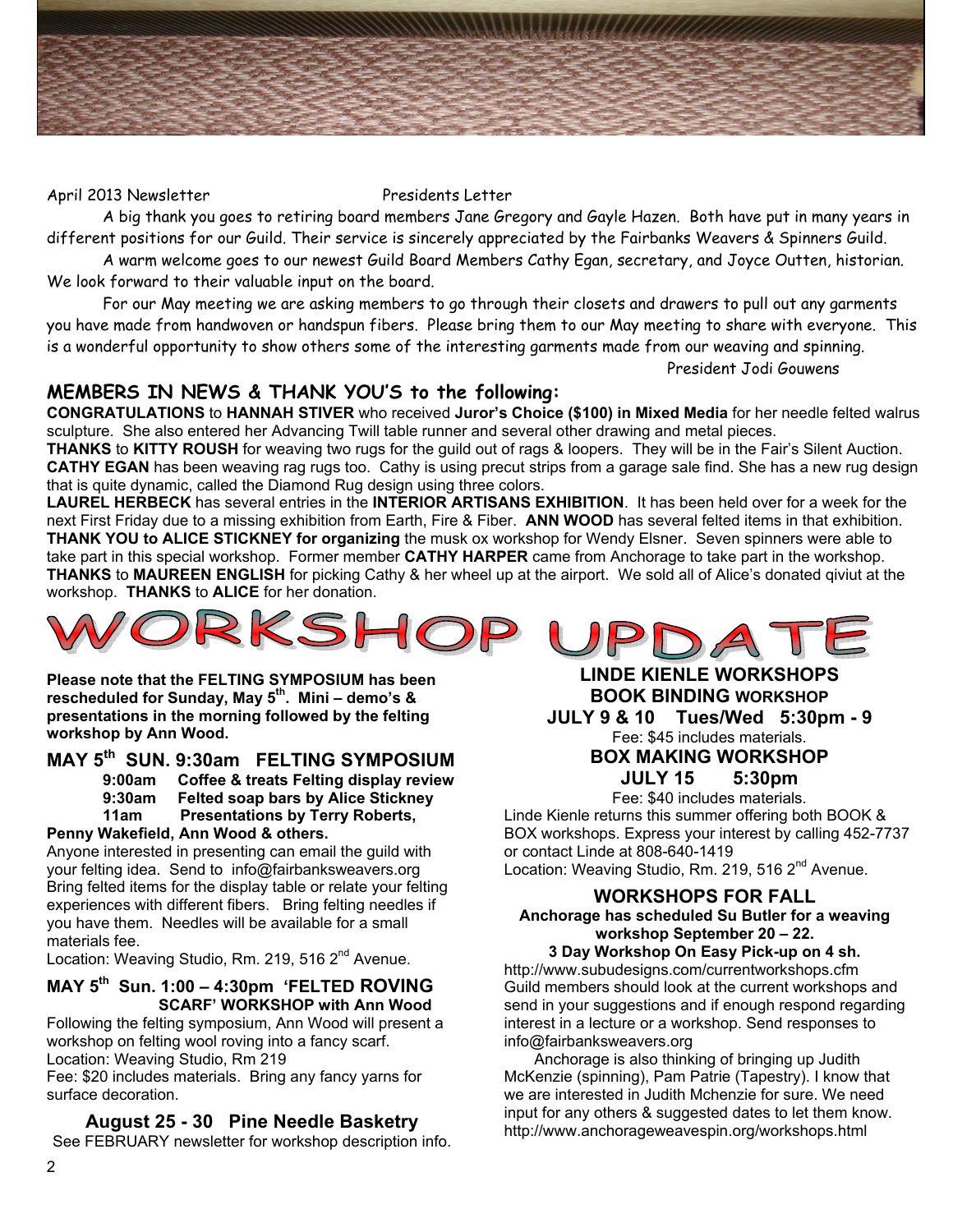April 2013 Newsletter

## Presidents Letter

A big thank you goes to retiring board members Jane Gregory and Gayle Hazen. Both have put in many years in different positions for our Guild. Their service is sincerely appreciated by the Fairbanks Weavers & Spinners Guild.

A warm welcome goes to our newest Guild Board Members Cathy Egan, secretary, and Joyce Outten, historian. We look forward to their valuable input on the board.

For our May meeting we are asking members to go through their closets and drawers to pull out any garments you have made from handwoven or handspun fibers. Please bring them to our May meeting to share with everyone. This is a wonderful opportunity to show others some of the interesting garments made from our weaving and spinning.

President Jodi Gouwens

## MEMBERS IN NEWS & THANK YOU'S to the following:

**CONGRATULATIONS** to **HANNAH STIVER** who received **Juror's Choice ($100) in Mixed Media** for her needle felted walrus sculpture. She also entered her Advancing Twill table runner and several other drawing and metal pieces.

**THANKS** to **KITTY ROUSH** for weaving two rugs for the guild out of rags & loopers. They will be in the Fair's Silent Auction.

**CATHY EGAN** has been weaving rag rugs too. Cathy is using precut strips from a garage sale find. She has a new rug design that is quite dynamic, called the Diamond Rug design using three colors.

**LAUREL HERBECK** has several entries in the **INTERIOR ARTISANS EXHIBITION**. It has been held over for a week for the next First Friday due to a missing exhibition from Earth, Fire & Fiber. **ANN WOOD** has several felted items in that exhibition.

**THANK YOU to ALICE STICKNEY for organizing** the musk ox workshop for Wendy Elsner. Seven spinners were able to take part in this special workshop. Former member **CATHY HARPER** came from Anchorage to take part in the workshop.

**THANKS** to **MAUREEN ENGLISH** for picking Cathy & her wheel up at the airport. We sold all of Alice's donated qiviut at the workshop. **THANKS** to **ALICE** for her donation.

# WORKSHOP UPDATE

**Please note that the FELTING SYMPOSIUM has been rescheduled for Sunday, May 5th. Mini – demo's & presentations in the morning followed by the felting workshop by Ann Wood.**

### MAY 5th SUN. 9:30am FELTING SYMPOSIUM

**9:00am Coffee & treats Felting display review**
**9:30am Felted soap bars by Alice Stickney**
**11am Presentations by Terry Roberts, Penny Wakefield, Ann Wood & others.**

Anyone interested in presenting can email the guild with your felting idea. Send to info@fairbanksweavers.org

Bring felted items for the display table or relate your felting experiences with different fibers. Bring felting needles if you have them. Needles will be available for a small materials fee.

Location: Weaving Studio, Rm. 219, 516 2nd Avenue.

### MAY 5th Sun. 1:00 – 4:30pm 'FELTED ROVING SCARF' WORKSHOP with Ann Wood

Following the felting symposium, Ann Wood will present a workshop on felting wool roving into a fancy scarf.

Location: Weaving Studio, Rm 219

Fee: $20 includes materials. Bring any fancy yarns for surface decoration.

### August 25 - 30 Pine Needle Basketry

See FEBRUARY newsletter for workshop description info.

### LINDE KIENLE WORKSHOPS

**BOOK BINDING WORKSHOP**
**JULY 9 & 10 Tues/Wed 5:30pm - 9**
Fee: $45 includes materials.

**BOX MAKING WORKSHOP**
**JULY 15 5:30pm**
Fee: $40 includes materials.

Linde Kienle returns this summer offering both BOOK & BOX workshops. Express your interest by calling 452-7737 or contact Linde at 808-640-1419

Location: Weaving Studio, Rm. 219, 516 2nd Avenue.

### WORKSHOPS FOR FALL

**Anchorage has scheduled Su Butler for a weaving workshop September 20 – 22.**
**3 Day Workshop On Easy Pick-up on 4 sh.**

http://www.subudesigns.com/currentworkshops.cfm

Guild members should look at the current workshops and send in your suggestions and if enough respond regarding interest in a lecture or a workshop. Send responses to info@fairbanksweavers.org

Anchorage is also thinking of bringing up Judith McKenzie (spinning), Pam Patrie (Tapestry). I know that we are interested in Judith Mchenzie for sure. We need input for any others & suggested dates to let them know.

http://www.anchorageweavespin.org/workshops.html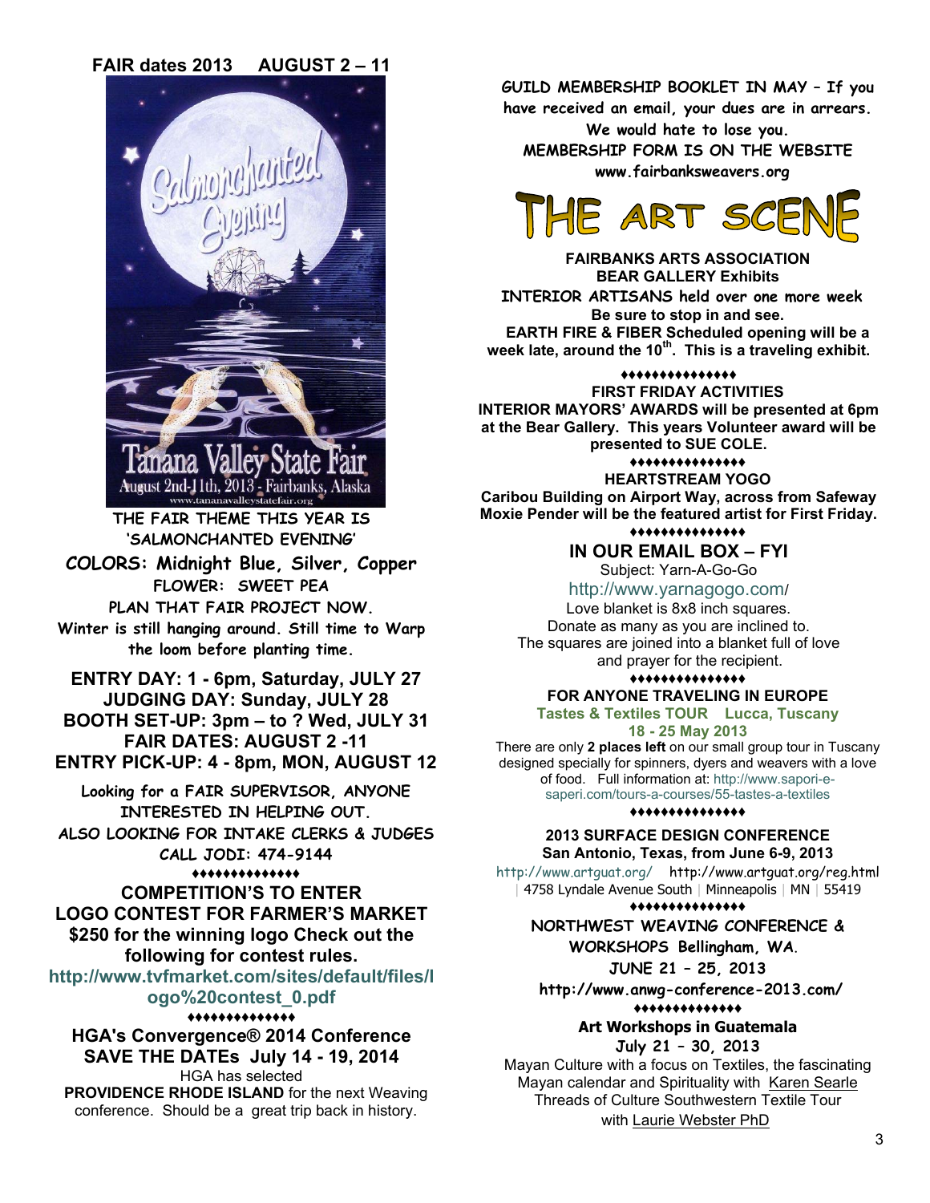**FAIR dates 2013 AUGUST 2 – 11**

THE FAIR THEME THIS YEAR IS 'SALMONCHANTED EVENING'

**COLORS: Midnight Blue, Silver, Copper**

FLOWER: SWEET PEA

PLAN THAT FAIR PROJECT NOW.

Winter is still hanging around. Still time to Warp the loom before planting time.

**ENTRY DAY: 1 - 6pm, Saturday, JULY 27**
**JUDGING DAY: Sunday, JULY 28**
**BOOTH SET-UP: 3pm – to ? Wed, JULY 31**
**FAIR DATES: AUGUST 2 -11**
**ENTRY PICK-UP: 4 - 8pm, MON, AUGUST 12**

Looking for a FAIR SUPERVISOR, ANYONE INTERESTED IN HELPING OUT.
ALSO LOOKING FOR INTAKE CLERKS & JUDGES
CALL JODI: 474-9144

♦♦♦♦♦♦♦♦♦♦♦♦♦♦

**COMPETITION'S TO ENTER**

**LOGO CONTEST FOR FARMER'S MARKET**

**$250 for the winning logo Check out the following for contest rules.**

**http://www.tvfmarket.com/sites/default/files/logo%20contest_0.pdf**

♦♦♦♦♦♦♦♦♦♦♦♦♦♦

**HGA's Convergence® 2014 Conference**
**SAVE THE DATEs July 14 - 19, 2014**

HGA has selected **PROVIDENCE RHODE ISLAND** for the next Weaving conference. Should be a great trip back in history.

**GUILD MEMBERSHIP BOOKLET IN MAY – If you have received an email, your dues are in arrears. We would hate to lose you.**
**MEMBERSHIP FORM IS ON THE WEBSITE**
**www.fairbanksweavers.org**

# THE ART SCENE

**FAIRBANKS ARTS ASSOCIATION**
**BEAR GALLERY Exhibits**

**INTERIOR ARTISANS held over one more week**
**Be sure to stop in and see.**
**EARTH FIRE & FIBER Scheduled opening will be a week late, around the 10th. This is a traveling exhibit.**

♦♦♦♦♦♦♦♦♦♦♦♦♦♦♦

**FIRST FRIDAY ACTIVITIES**

**INTERIOR MAYORS' AWARDS will be presented at 6pm at the Bear Gallery. This years Volunteer award will be presented to SUE COLE.**

♦♦♦♦♦♦♦♦♦♦♦♦♦♦♦

**HEARTSTREAM YOGO**

**Caribou Building on Airport Way, across from Safeway**
**Moxie Pender will be the featured artist for First Friday.**

♦♦♦♦♦♦♦♦♦♦♦♦♦♦♦

**IN OUR EMAIL BOX – FYI**

Subject: Yarn-A-Go-Go

http://www.yarnagogo.com/

Love blanket is 8x8 inch squares.
Donate as many as you are inclined to.
The squares are joined into a blanket full of love and prayer for the recipient.

♦♦♦♦♦♦♦♦♦♦♦♦♦♦♦

**FOR ANYONE TRAVELING IN EUROPE**

**Tastes & Textiles TOUR Lucca, Tuscany**
**18 - 25 May 2013**

There are only **2 places left** on our small group tour in Tuscany designed specially for spinners, dyers and weavers with a love of food. Full information at: http://www.sapori-e-saperi.com/tours-a-courses/55-tastes-a-textiles

♦♦♦♦♦♦♦♦♦♦♦♦♦♦♦

**2013 SURFACE DESIGN CONFERENCE**
**San Antonio, Texas, from June 6-9, 2013**

http://www.artguat.org/ http://www.artguat.org/reg.html | 4758 Lyndale Avenue South | Minneapolis | MN | 55419

♦♦♦♦♦♦♦♦♦♦♦♦♦♦♦

**NORTHWEST WEAVING CONFERENCE & WORKSHOPS Bellingham, WA.**
**JUNE 21 – 25, 2013**
**http://www.anwg-conference-2013.com/**

♦♦♦♦♦♦♦♦♦♦♦♦♦♦

**Art Workshops in Guatemala**
**July 21 – 30, 2013**

Mayan Culture with a focus on Textiles, the fascinating Mayan calendar and Spirituality with Karen Searle
Threads of Culture Southwestern Textile Tour with Laurie Webster PhD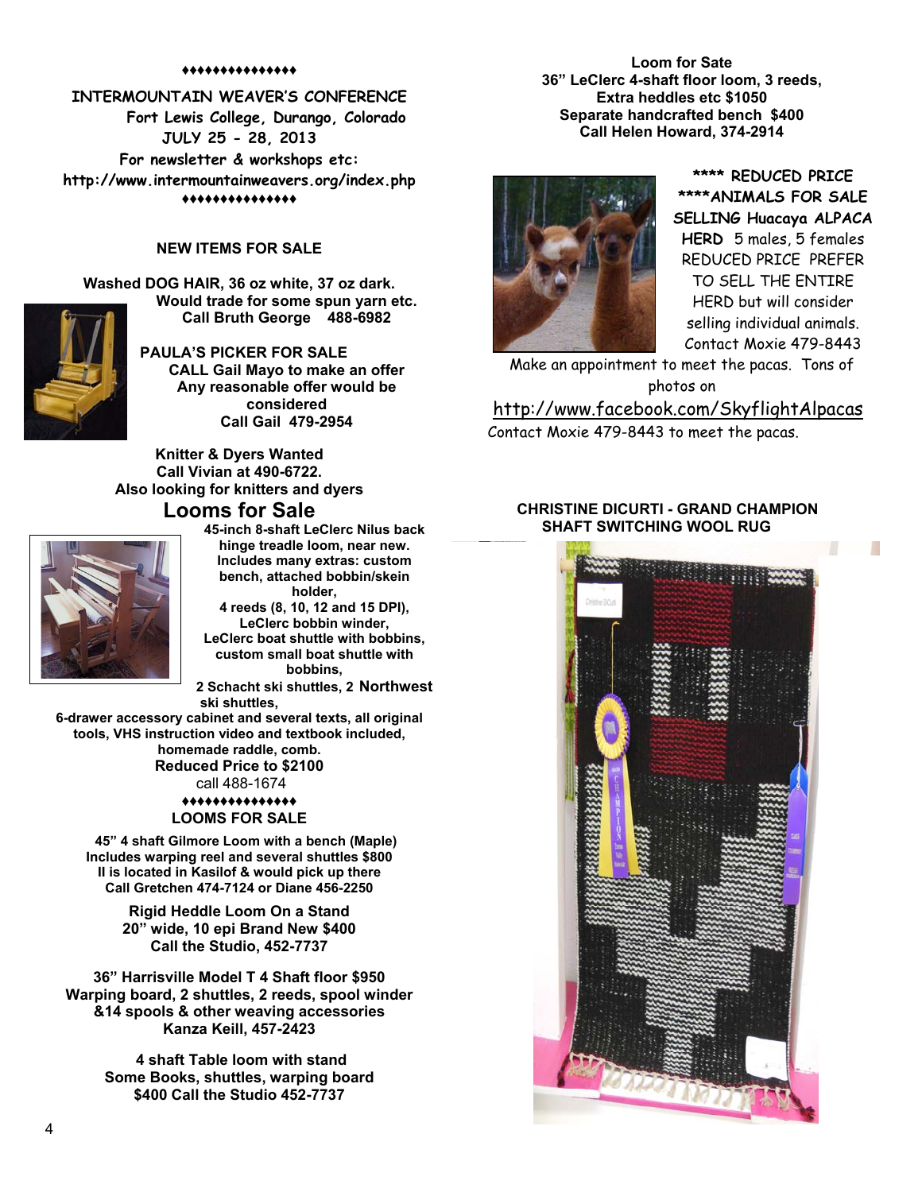♦♦♦♦♦♦♦♦♦♦♦♦♦♦♦

**INTERMOUNTAIN WEAVER'S CONFERENCE**
**Fort Lewis College, Durango, Colorado**
**JULY 25 - 28, 2013**
**For newsletter & workshops etc:**
**http://www.intermountainweavers.org/index.php**

♦♦♦♦♦♦♦♦♦♦♦♦♦♦♦

### NEW ITEMS FOR SALE

**Washed DOG HAIR, 36 oz white, 37 oz dark.**
**Would trade for some spun yarn etc.**
**Call Bruth George 488-6982**

**PAULA'S PICKER FOR SALE**
**CALL Gail Mayo to make an offer**
**Any reasonable offer would be considered**
**Call Gail 479-2954**

**Knitter & Dyers Wanted**
**Call Vivian at 490-6722.**
**Also looking for knitters and dyers**

## Looms for Sale

**45-inch 8-shaft LeClerc Nilus back hinge treadle loom, near new. Includes many extras: custom bench, attached bobbin/skein holder, 4 reeds (8, 10, 12 and 15 DPI), LeClerc bobbin winder, LeClerc boat shuttle with bobbins, custom small boat shuttle with bobbins, 2 Schacht ski shuttles, 2 Northwest ski shuttles, 6-drawer accessory cabinet and several texts, all original tools, VHS instruction video and textbook included, homemade raddle, comb.**
**Reduced Price to $2100**
call 488-1674

♦♦♦♦♦♦♦♦♦♦♦♦♦♦♦

### LOOMS FOR SALE

**45" 4 shaft Gilmore Loom with a bench (Maple)**
**Includes warping reel and several shuttles $800**
**Il is located in Kasilof & would pick up there**
**Call Gretchen 474-7124 or Diane 456-2250**

**Rigid Heddle Loom On a Stand**
**20" wide, 10 epi Brand New $400**
**Call the Studio, 452-7737**

**36" Harrisville Model T 4 Shaft floor $950**
**Warping board, 2 shuttles, 2 reeds, spool winder &14 spools & other weaving accessories**
**Kanza Keill, 457-2423**

**4 shaft Table loom with stand**
**Some Books, shuttles, warping board**
**$400 Call the Studio 452-7737**

**Loom for Sate**
**36" LeClerc 4-shaft floor loom, 3 reeds, Extra heddles etc $1050**
**Separate handcrafted bench $400**
**Call Helen Howard, 374-2914**

**\*\*\*\* REDUCED PRICE**
**\*\*\*\*ANIMALS FOR SALE**
**SELLING Huacaya ALPACA HERD** 5 males, 5 females REDUCED PRICE PREFER TO SELL THE ENTIRE HERD but will consider selling individual animals. Contact Moxie 479-8443

Make an appointment to meet the pacas. Tons of photos on

http://www.facebook.com/SkyflightAlpacas

Contact Moxie 479-8443 to meet the pacas.

**CHRISTINE DICURTI - GRAND CHAMPION SHAFT SWITCHING WOOL RUG**